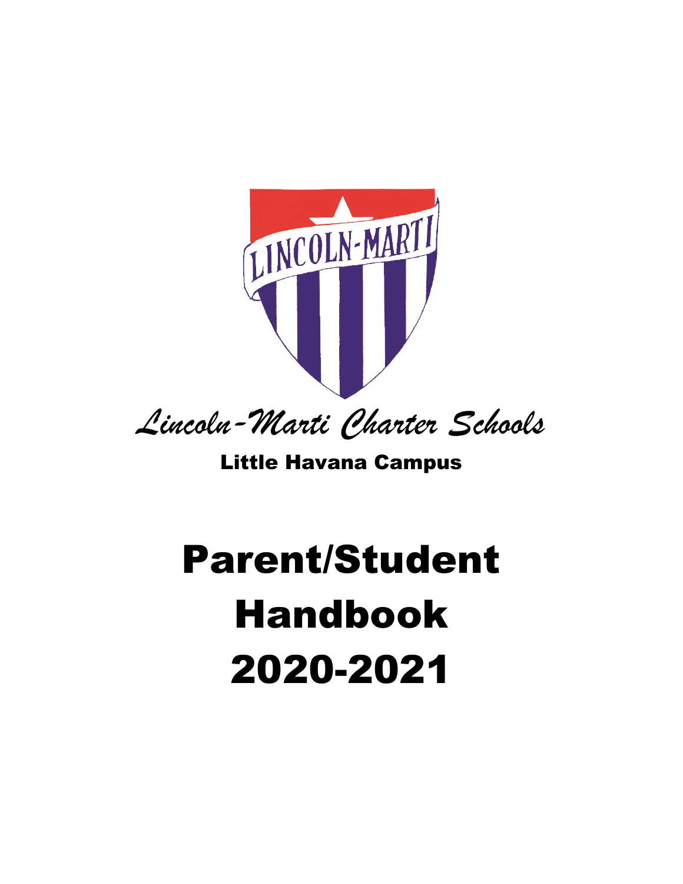LINCOLN-MARTI

*Lincoln-Marti Charter Schools*

**Little Havana Campus**

# Parent/Student Handbook 2020-2021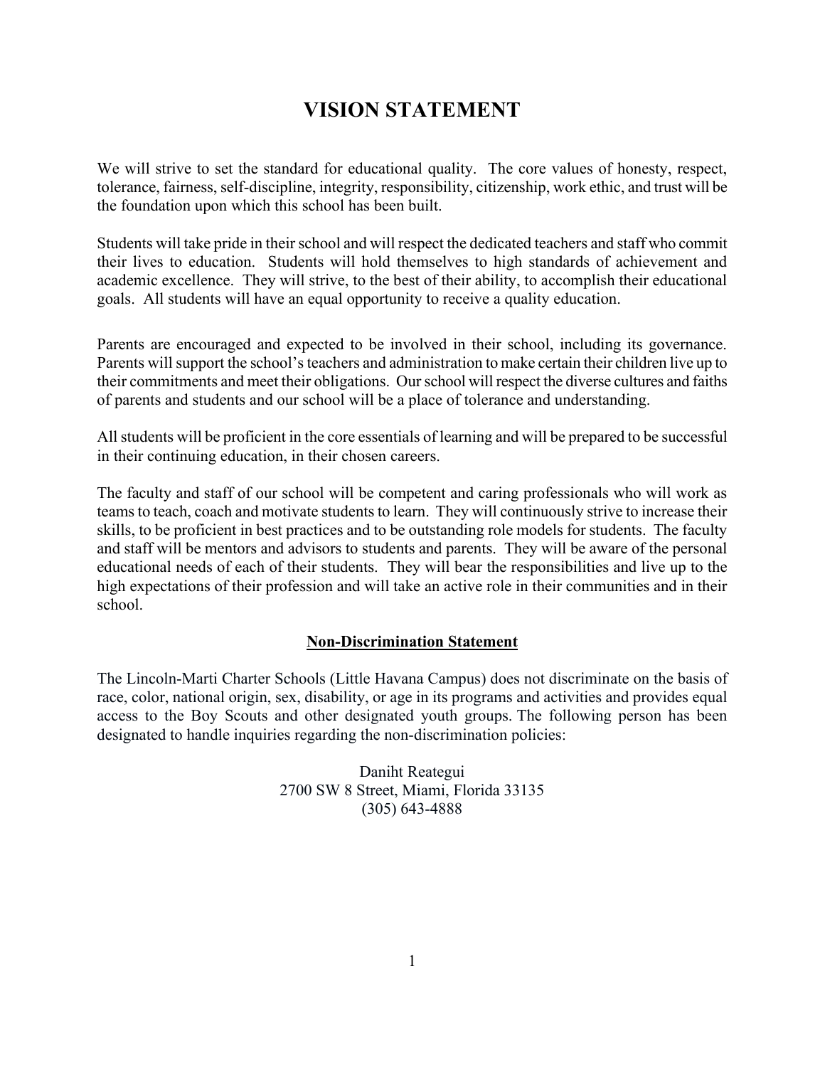# VISION STATEMENT

We will strive to set the standard for educational quality. The core values of honesty, respect, tolerance, fairness, self-discipline, integrity, responsibility, citizenship, work ethic, and trust will be the foundation upon which this school has been built.

Students will take pride in their school and will respect the dedicated teachers and staff who commit their lives to education. Students will hold themselves to high standards of achievement and academic excellence. They will strive, to the best of their ability, to accomplish their educational goals. All students will have an equal opportunity to receive a quality education.

Parents are encouraged and expected to be involved in their school, including its governance. Parents will support the school's teachers and administration to make certain their children live up to their commitments and meet their obligations. Our school will respect the diverse cultures and faiths of parents and students and our school will be a place of tolerance and understanding.

All students will be proficient in the core essentials of learning and will be prepared to be successful in their continuing education, in their chosen careers.

The faculty and staff of our school will be competent and caring professionals who will work as teams to teach, coach and motivate students to learn. They will continuously strive to increase their skills, to be proficient in best practices and to be outstanding role models for students. The faculty and staff will be mentors and advisors to students and parents. They will be aware of the personal educational needs of each of their students. They will bear the responsibilities and live up to the high expectations of their profession and will take an active role in their communities and in their school.

## Non-Discrimination Statement

The Lincoln-Marti Charter Schools (Little Havana Campus) does not discriminate on the basis of race, color, national origin, sex, disability, or age in its programs and activities and provides equal access to the Boy Scouts and other designated youth groups. The following person has been designated to handle inquiries regarding the non-discrimination policies:

Daniht Reategui
2700 SW 8 Street, Miami, Florida 33135
(305) 643-4888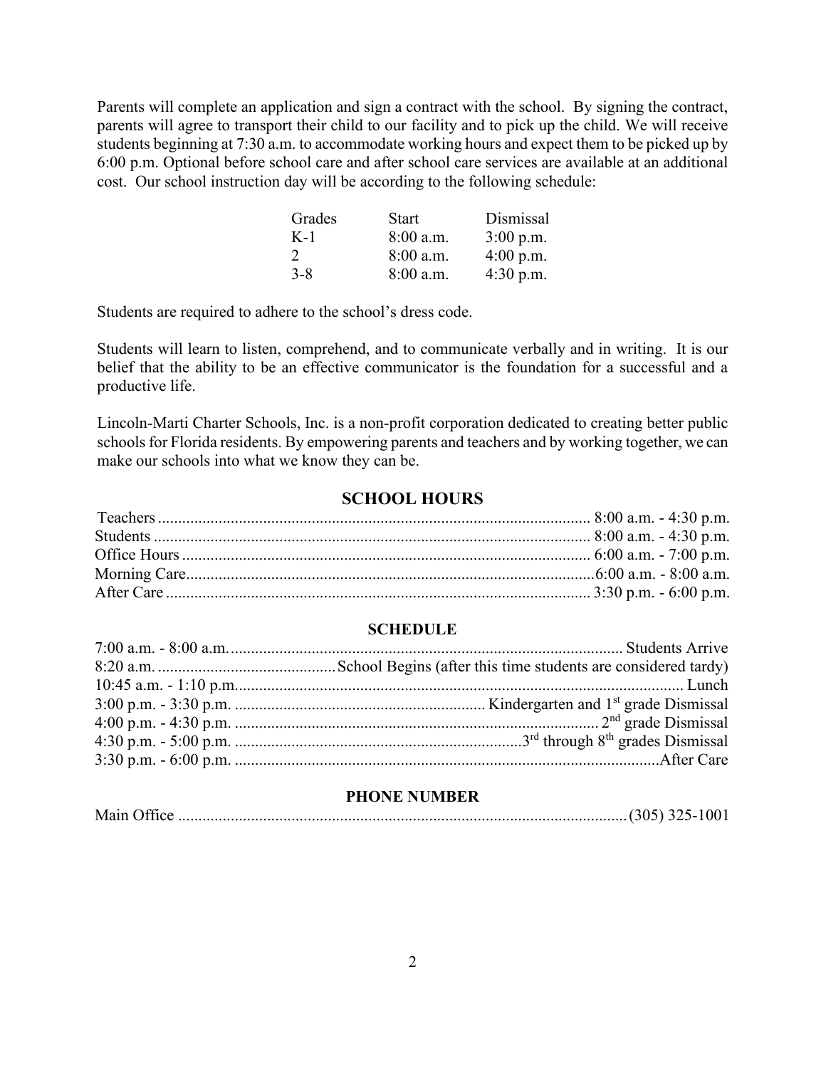Parents will complete an application and sign a contract with the school. By signing the contract, parents will agree to transport their child to our facility and to pick up the child. We will receive students beginning at 7:30 a.m. to accommodate working hours and expect them to be picked up by 6:00 p.m. Optional before school care and after school care services are available at an additional cost. Our school instruction day will be according to the following schedule:

| Grades | Start | Dismissal |
|---|---|---|
| K-1 | 8:00 a.m. | 3:00 p.m. |
| 2 | 8:00 a.m. | 4:00 p.m. |
| 3-8 | 8:00 a.m. | 4:30 p.m. |

Students are required to adhere to the school's dress code.

Students will learn to listen, comprehend, and to communicate verbally and in writing. It is our belief that the ability to be an effective communicator is the foundation for a successful and a productive life.

Lincoln-Marti Charter Schools, Inc. is a non-profit corporation dedicated to creating better public schools for Florida residents. By empowering parents and teachers and by working together, we can make our schools into what we know they can be.

## SCHOOL HOURS

| | |
|---|---|
| Teachers | 8:00 a.m. - 4:30 p.m. |
| Students | 8:00 a.m. - 4:30 p.m. |
| Office Hours | 6:00 a.m. - 7:00 p.m. |
| Morning Care | 6:00 a.m. - 8:00 a.m. |
| After Care | 3:30 p.m. - 6:00 p.m. |

## SCHEDULE

| | |
|---|---|
| 7:00 a.m. - 8:00 a.m. | Students Arrive |
| 8:20 a.m. | School Begins (after this time students are considered tardy) |
| 10:45 a.m. - 1:10 p.m. | Lunch |
| 3:00 p.m. - 3:30 p.m. | Kindergarten and 1st grade Dismissal |
| 4:00 p.m. - 4:30 p.m. | 2nd grade Dismissal |
| 4:30 p.m. - 5:00 p.m. | 3rd through 8th grades Dismissal |
| 3:30 p.m. - 6:00 p.m. | After Care |

## PHONE NUMBER

| | |
|---|---|
| Main Office | (305) 325-1001 |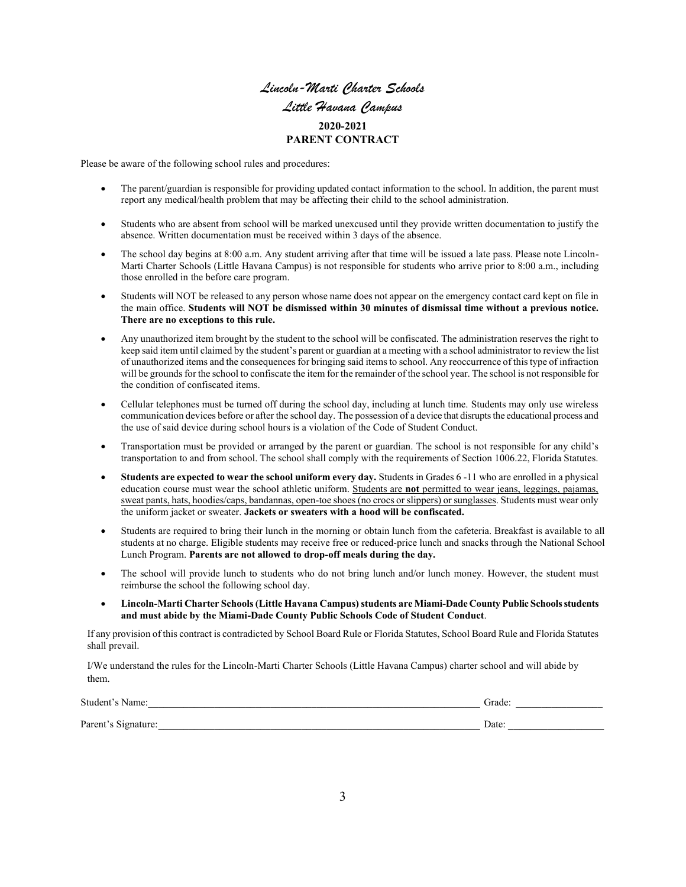# *Lincoln-Marti Charter Schools*
## *Little Havana Campus*

**2020-2021**
**PARENT CONTRACT**

Please be aware of the following school rules and procedures:

- The parent/guardian is responsible for providing updated contact information to the school. In addition, the parent must report any medical/health problem that may be affecting their child to the school administration.
- Students who are absent from school will be marked unexcused until they provide written documentation to justify the absence. Written documentation must be received within 3 days of the absence.
- The school day begins at 8:00 a.m. Any student arriving after that time will be issued a late pass. Please note Lincoln-Marti Charter Schools (Little Havana Campus) is not responsible for students who arrive prior to 8:00 a.m., including those enrolled in the before care program.
- Students will NOT be released to any person whose name does not appear on the emergency contact card kept on file in the main office. **Students will NOT be dismissed within 30 minutes of dismissal time without a previous notice. There are no exceptions to this rule.**
- Any unauthorized item brought by the student to the school will be confiscated. The administration reserves the right to keep said item until claimed by the student's parent or guardian at a meeting with a school administrator to review the list of unauthorized items and the consequences for bringing said items to school. Any reoccurrence of this type of infraction will be grounds for the school to confiscate the item for the remainder of the school year. The school is not responsible for the condition of confiscated items.
- Cellular telephones must be turned off during the school day, including at lunch time. Students may only use wireless communication devices before or after the school day. The possession of a device that disrupts the educational process and the use of said device during school hours is a violation of the Code of Student Conduct.
- Transportation must be provided or arranged by the parent or guardian. The school is not responsible for any child's transportation to and from school. The school shall comply with the requirements of Section 1006.22, Florida Statutes.
- **Students are expected to wear the school uniform every day.** Students in Grades 6 -11 who are enrolled in a physical education course must wear the school athletic uniform. Students are **not** permitted to wear jeans, leggings, pajamas, sweat pants, hats, hoodies/caps, bandannas, open-toe shoes (no crocs or slippers) or sunglasses. Students must wear only the uniform jacket or sweater. **Jackets or sweaters with a hood will be confiscated.**
- Students are required to bring their lunch in the morning or obtain lunch from the cafeteria. Breakfast is available to all students at no charge. Eligible students may receive free or reduced-price lunch and snacks through the National School Lunch Program. **Parents are not allowed to drop-off meals during the day.**
- The school will provide lunch to students who do not bring lunch and/or lunch money. However, the student must reimburse the school the following school day.
- **Lincoln-Marti Charter Schools (Little Havana Campus) students are Miami-Dade County Public Schools students and must abide by the Miami-Dade County Public Schools Code of Student Conduct**.

If any provision of this contract is contradicted by School Board Rule or Florida Statutes, School Board Rule and Florida Statutes shall prevail.

I/We understand the rules for the Lincoln-Marti Charter Schools (Little Havana Campus) charter school and will abide by them.

Student's Name:\_\_\_\_\_\_\_\_\_\_\_\_\_\_\_\_\_\_\_\_\_\_\_\_\_\_\_\_\_\_\_\_\_\_\_\_\_\_\_\_ Grade: \_\_\_\_\_\_\_\_\_\_\_\_

Parent's Signature:\_\_\_\_\_\_\_\_\_\_\_\_\_\_\_\_\_\_\_\_\_\_\_\_\_\_\_\_\_\_\_\_\_\_\_\_\_\_\_\_ Date: \_\_\_\_\_\_\_\_\_\_\_\_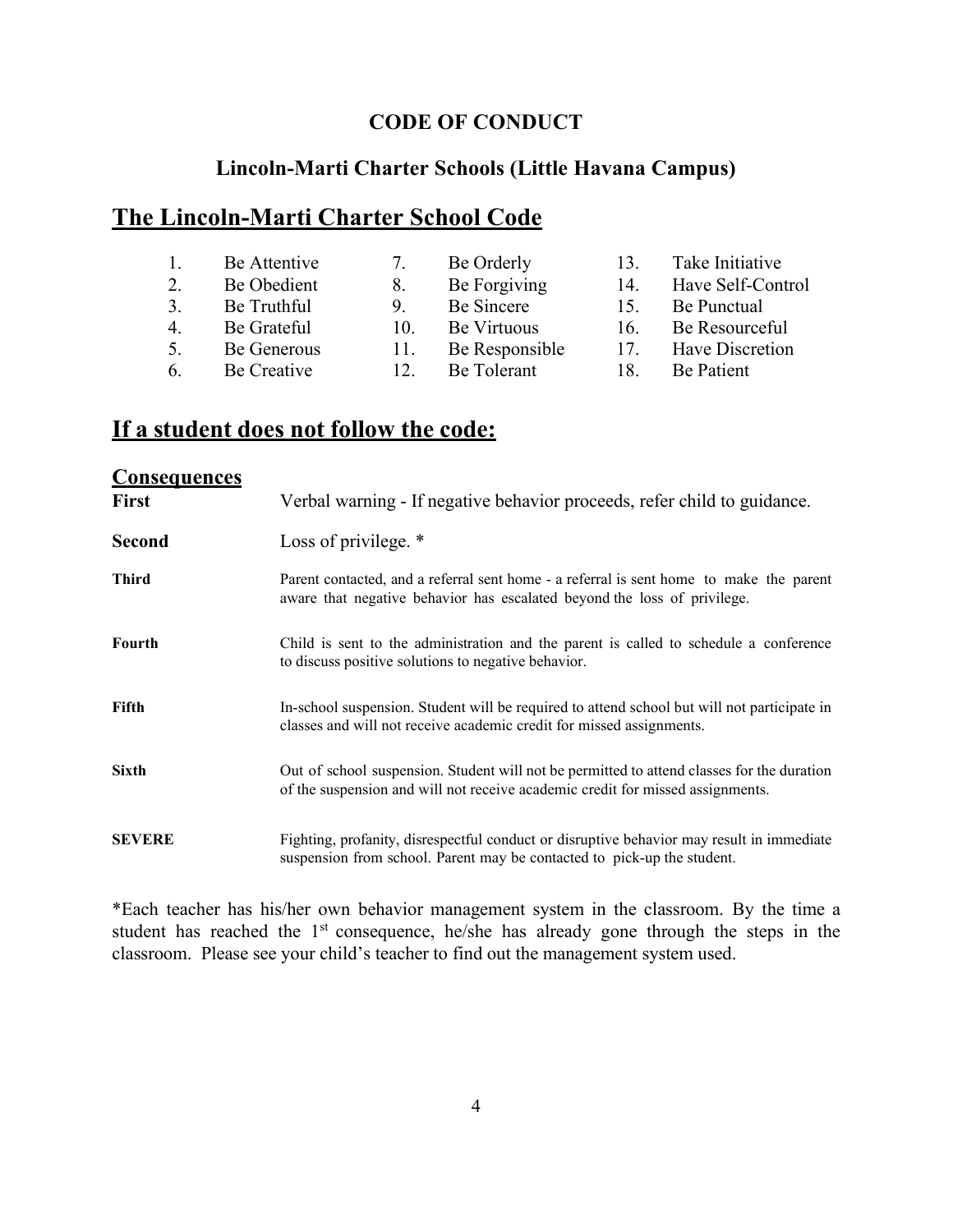**CODE OF CONDUCT**

**Lincoln-Marti Charter Schools (Little Havana Campus)**

## The Lincoln-Marti Charter School Code

1. Be Attentive
2. Be Obedient
3. Be Truthful
4. Be Grateful
5. Be Generous
6. Be Creative
7. Be Orderly
8. Be Forgiving
9. Be Sincere
10. Be Virtuous
11. Be Responsible
12. Be Tolerant
13. Take Initiative
14. Have Self-Control
15. Be Punctual
16. Be Resourceful
17. Have Discretion
18. Be Patient

## If a student does not follow the code:

### Consequences

| | |
|---|---|
| **First** | Verbal warning - If negative behavior proceeds, refer child to guidance. |
| **Second** | Loss of privilege. * |
| **Third** | Parent contacted, and a referral sent home - a referral is sent home to make the parent aware that negative behavior has escalated beyond the loss of privilege. |
| **Fourth** | Child is sent to the administration and the parent is called to schedule a conference to discuss positive solutions to negative behavior. |
| **Fifth** | In-school suspension. Student will be required to attend school but will not participate in classes and will not receive academic credit for missed assignments. |
| **Sixth** | Out of school suspension. Student will not be permitted to attend classes for the duration of the suspension and will not receive academic credit for missed assignments. |
| **SEVERE** | Fighting, profanity, disrespectful conduct or disruptive behavior may result in immediate suspension from school. Parent may be contacted to pick-up the student. |

*Each teacher has his/her own behavior management system in the classroom. By the time a student has reached the 1st consequence, he/she has already gone through the steps in the classroom. Please see your child's teacher to find out the management system used.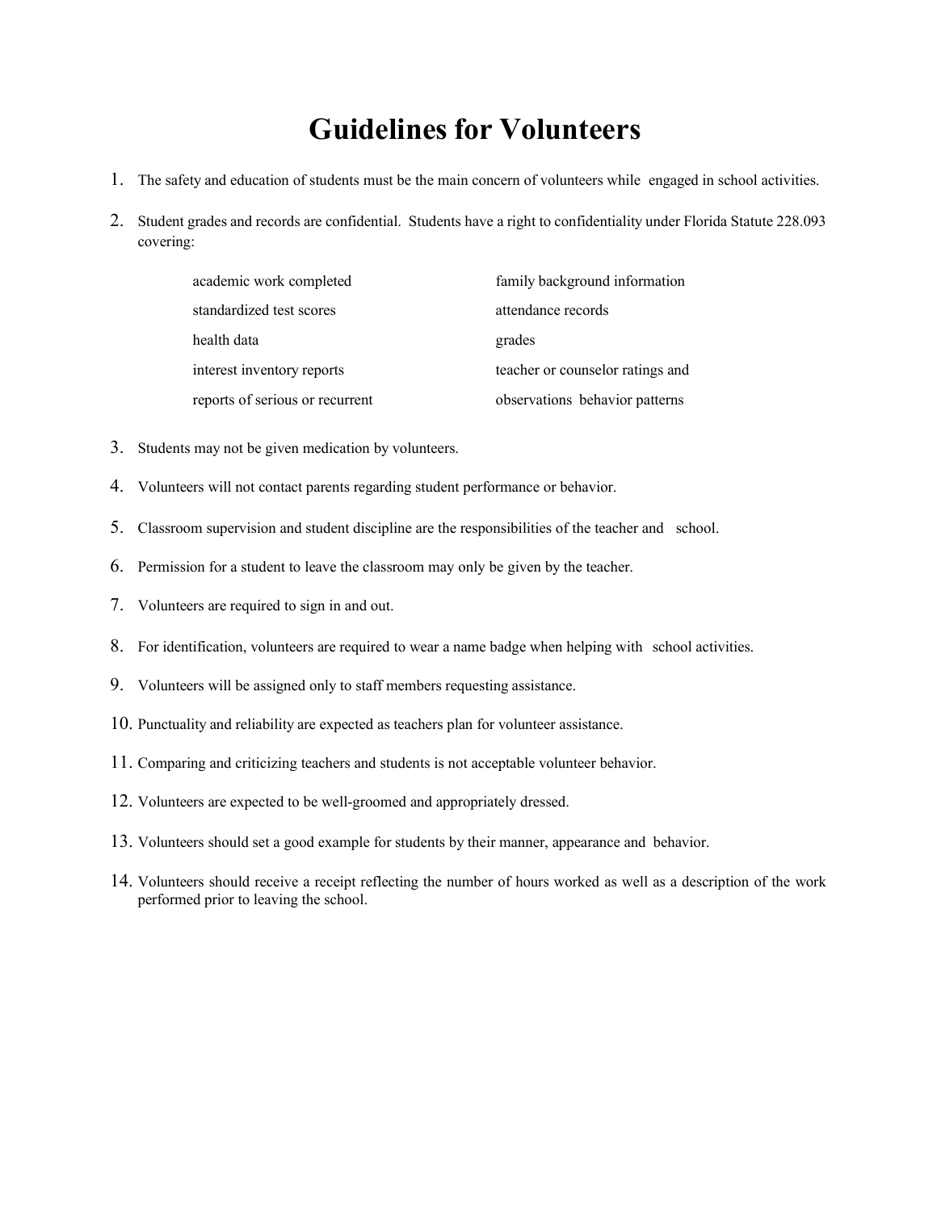# Guidelines for Volunteers

1. The safety and education of students must be the main concern of volunteers while engaged in school activities.

2. Student grades and records are confidential. Students have a right to confidentiality under Florida Statute 228.093 covering:

   | | |
   |---|---|
   | academic work completed | family background information |
   | standardized test scores | attendance records |
   | health data | grades |
   | interest inventory reports | teacher or counselor ratings and |
   | reports of serious or recurrent | observations behavior patterns |

3. Students may not be given medication by volunteers.

4. Volunteers will not contact parents regarding student performance or behavior.

5. Classroom supervision and student discipline are the responsibilities of the teacher and school.

6. Permission for a student to leave the classroom may only be given by the teacher.

7. Volunteers are required to sign in and out.

8. For identification, volunteers are required to wear a name badge when helping with school activities.

9. Volunteers will be assigned only to staff members requesting assistance.

10. Punctuality and reliability are expected as teachers plan for volunteer assistance.

11. Comparing and criticizing teachers and students is not acceptable volunteer behavior.

12. Volunteers are expected to be well-groomed and appropriately dressed.

13. Volunteers should set a good example for students by their manner, appearance and behavior.

14. Volunteers should receive a receipt reflecting the number of hours worked as well as a description of the work performed prior to leaving the school.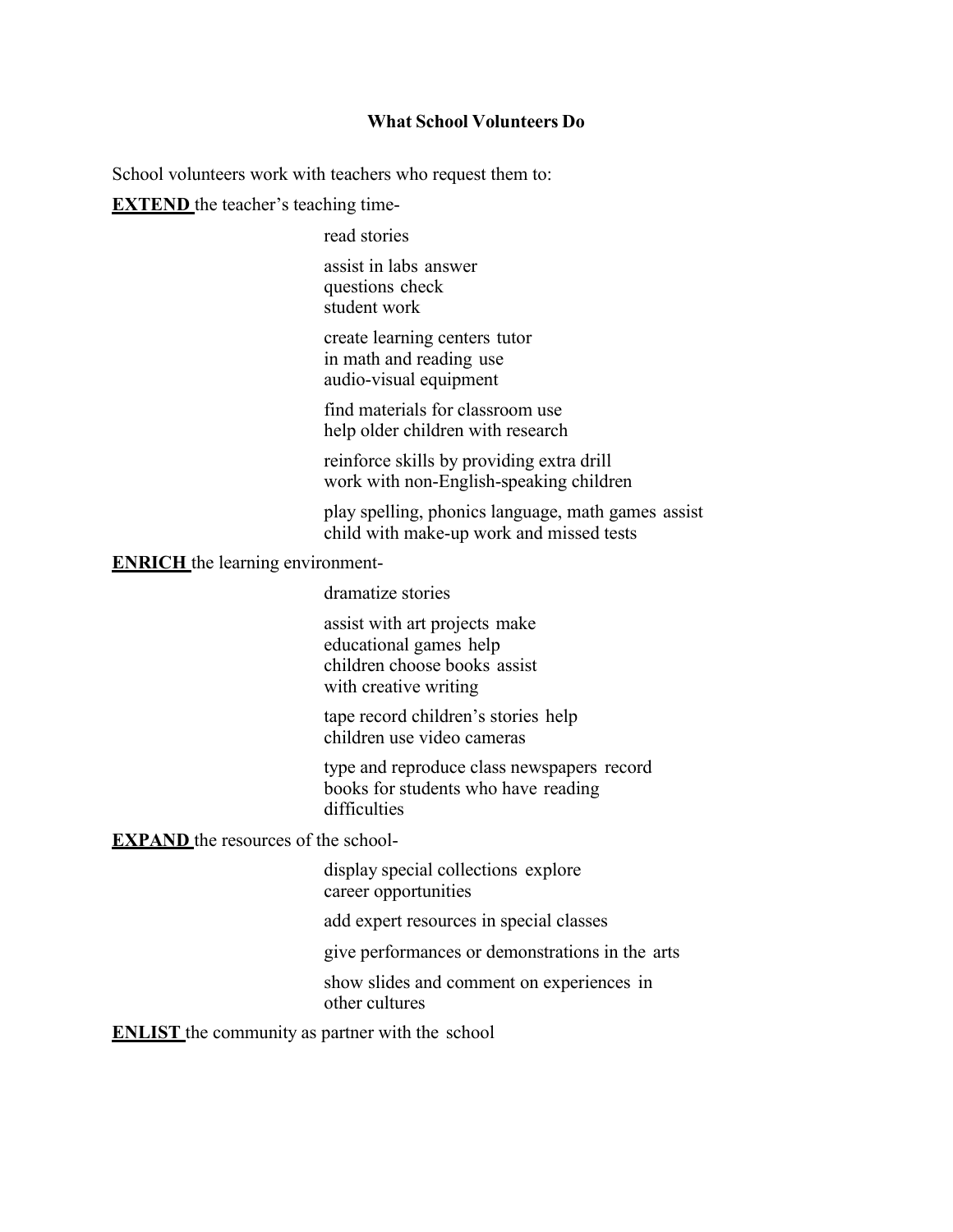**What School Volunteers Do**

School volunteers work with teachers who request them to:

**EXTEND** the teacher's teaching time-

read stories

assist in labs answer
questions check
student work

create learning centers tutor
in math and reading use
audio-visual equipment

find materials for classroom use
help older children with research

reinforce skills by providing extra drill
work with non-English-speaking children

play spelling, phonics language, math games assist
child with make-up work and missed tests

**ENRICH** the learning environment-

dramatize stories

assist with art projects make
educational games help
children choose books assist
with creative writing

tape record children's stories help
children use video cameras

type and reproduce class newspapers record
books for students who have reading
difficulties

**EXPAND** the resources of the school-

display special collections explore
career opportunities

add expert resources in special classes

give performances or demonstrations in the arts

show slides and comment on experiences in
other cultures

**ENLIST** the community as partner with the school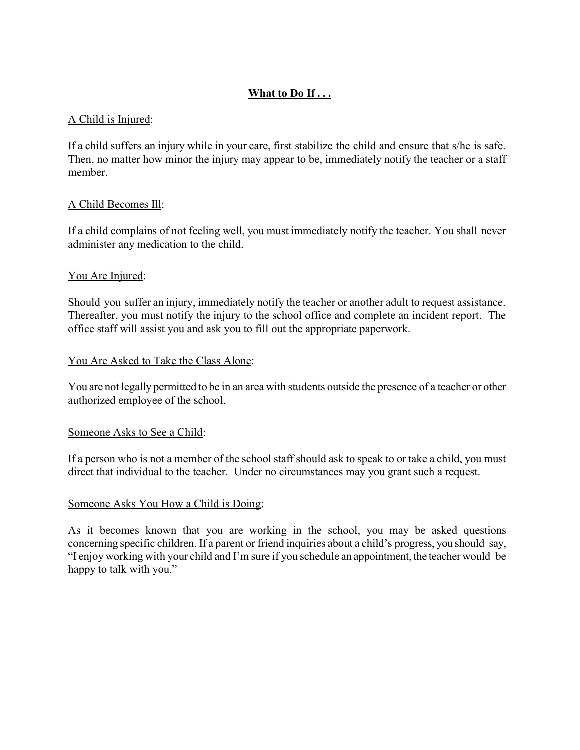## **What to Do If . . .**

A Child is Injured:

If a child suffers an injury while in your care, first stabilize the child and ensure that s/he is safe. Then, no matter how minor the injury may appear to be, immediately notify the teacher or a staff member.

A Child Becomes Ill:

If a child complains of not feeling well, you must immediately notify the teacher. You shall never administer any medication to the child.

You Are Injured:

Should you suffer an injury, immediately notify the teacher or another adult to request assistance. Thereafter, you must notify the injury to the school office and complete an incident report. The office staff will assist you and ask you to fill out the appropriate paperwork.

You Are Asked to Take the Class Alone:

You are not legally permitted to be in an area with students outside the presence of a teacher or other authorized employee of the school.

Someone Asks to See a Child:

If a person who is not a member of the school staff should ask to speak to or take a child, you must direct that individual to the teacher. Under no circumstances may you grant such a request.

Someone Asks You How a Child is Doing:

As it becomes known that you are working in the school, you may be asked questions concerning specific children. If a parent or friend inquiries about a child's progress, you should say, "I enjoy working with your child and I'm sure if you schedule an appointment, the teacher would be happy to talk with you."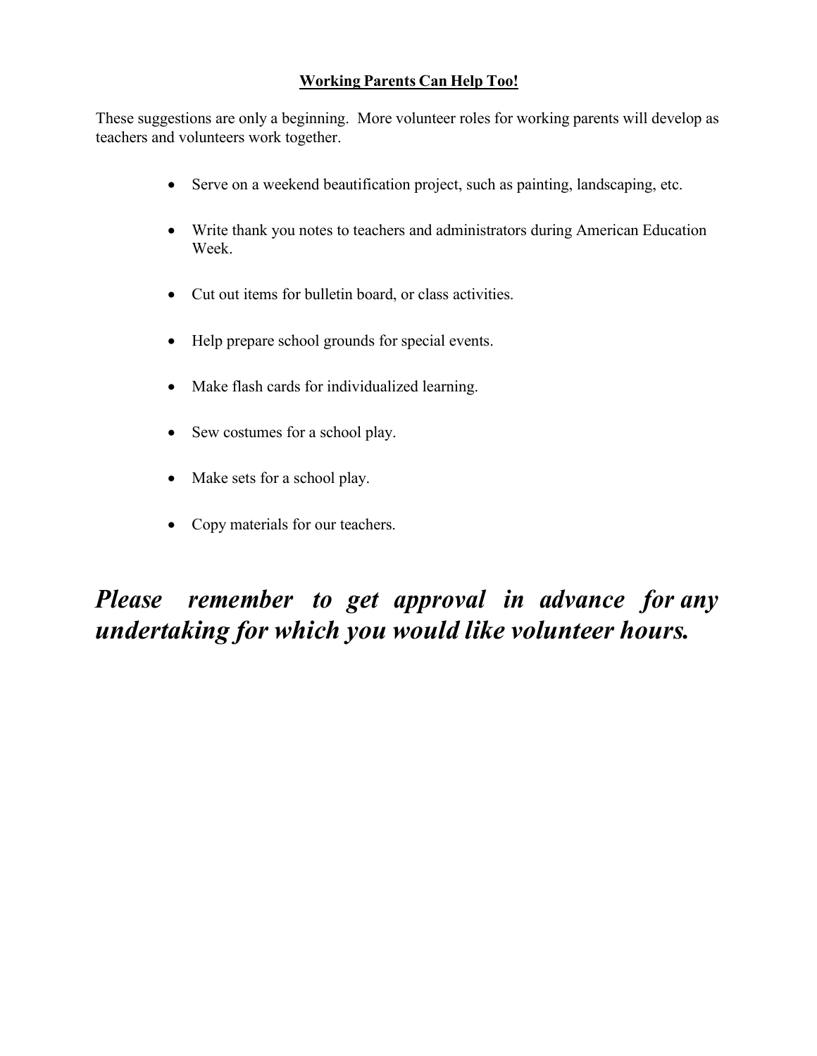## Working Parents Can Help Too!

These suggestions are only a beginning. More volunteer roles for working parents will develop as teachers and volunteers work together.

- Serve on a weekend beautification project, such as painting, landscaping, etc.
- Write thank you notes to teachers and administrators during American Education Week.
- Cut out items for bulletin board, or class activities.
- Help prepare school grounds for special events.
- Make flash cards for individualized learning.
- Sew costumes for a school play.
- Make sets for a school play.
- Copy materials for our teachers.

***Please remember to get approval in advance for any undertaking for which you would like volunteer hours.***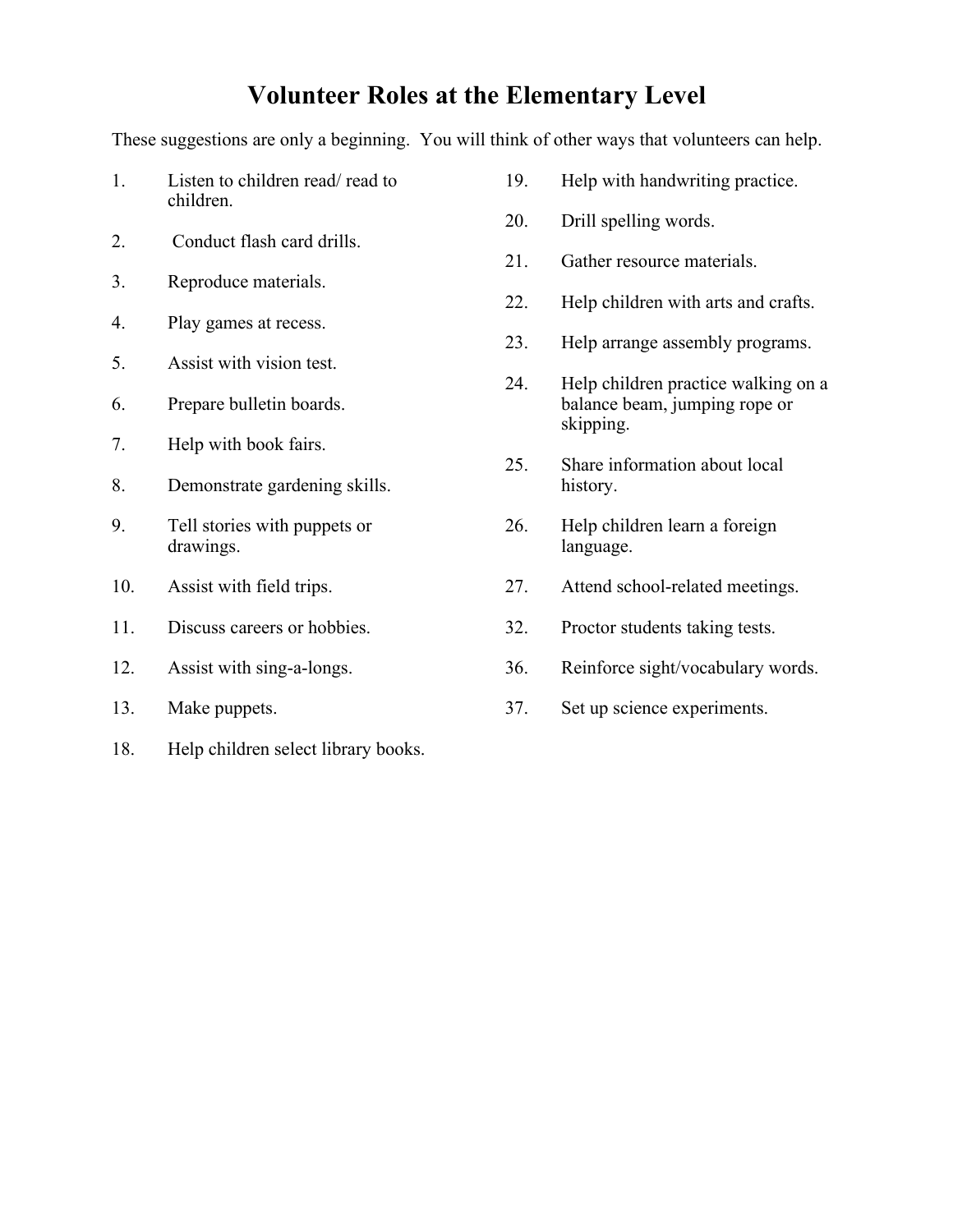# Volunteer Roles at the Elementary Level

These suggestions are only a beginning. You will think of other ways that volunteers can help.

1. Listen to children read/ read to children.
2. Conduct flash card drills.
3. Reproduce materials.
4. Play games at recess.
5. Assist with vision test.
6. Prepare bulletin boards.
7. Help with book fairs.
8. Demonstrate gardening skills.
9. Tell stories with puppets or drawings.
10. Assist with field trips.
11. Discuss careers or hobbies.
12. Assist with sing-a-longs.
13. Make puppets.
18. Help children select library books.
19. Help with handwriting practice.
20. Drill spelling words.
21. Gather resource materials.
22. Help children with arts and crafts.
23. Help arrange assembly programs.
24. Help children practice walking on a balance beam, jumping rope or skipping.
25. Share information about local history.
26. Help children learn a foreign language.
27. Attend school-related meetings.
32. Proctor students taking tests.
36. Reinforce sight/vocabulary words.
37. Set up science experiments.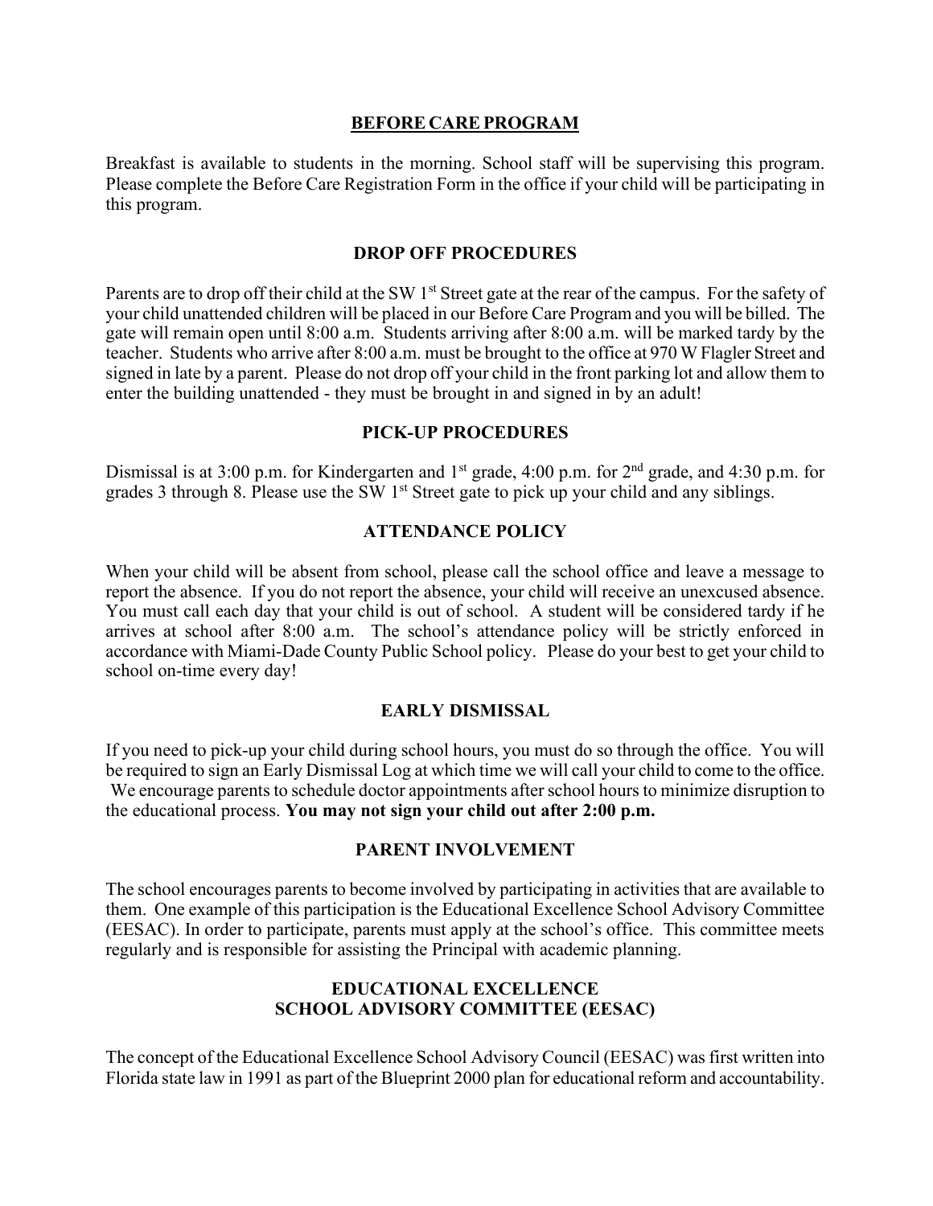## BEFORE CARE PROGRAM

Breakfast is available to students in the morning. School staff will be supervising this program. Please complete the Before Care Registration Form in the office if your child will be participating in this program.

## DROP OFF PROCEDURES

Parents are to drop off their child at the SW 1st Street gate at the rear of the campus. For the safety of your child unattended children will be placed in our Before Care Program and you will be billed. The gate will remain open until 8:00 a.m. Students arriving after 8:00 a.m. will be marked tardy by the teacher. Students who arrive after 8:00 a.m. must be brought to the office at 970 W Flagler Street and signed in late by a parent. Please do not drop off your child in the front parking lot and allow them to enter the building unattended - they must be brought in and signed in by an adult!

## PICK-UP PROCEDURES

Dismissal is at 3:00 p.m. for Kindergarten and 1st grade, 4:00 p.m. for 2nd grade, and 4:30 p.m. for grades 3 through 8. Please use the SW 1st Street gate to pick up your child and any siblings.

## ATTENDANCE POLICY

When your child will be absent from school, please call the school office and leave a message to report the absence. If you do not report the absence, your child will receive an unexcused absence. You must call each day that your child is out of school. A student will be considered tardy if he arrives at school after 8:00 a.m. The school's attendance policy will be strictly enforced in accordance with Miami-Dade County Public School policy. Please do your best to get your child to school on-time every day!

## EARLY DISMISSAL

If you need to pick-up your child during school hours, you must do so through the office. You will be required to sign an Early Dismissal Log at which time we will call your child to come to the office. We encourage parents to schedule doctor appointments after school hours to minimize disruption to the educational process. **You may not sign your child out after 2:00 p.m.**

## PARENT INVOLVEMENT

The school encourages parents to become involved by participating in activities that are available to them. One example of this participation is the Educational Excellence School Advisory Committee (EESAC). In order to participate, parents must apply at the school's office. This committee meets regularly and is responsible for assisting the Principal with academic planning.

## EDUCATIONAL EXCELLENCE SCHOOL ADVISORY COMMITTEE (EESAC)

The concept of the Educational Excellence School Advisory Council (EESAC) was first written into Florida state law in 1991 as part of the Blueprint 2000 plan for educational reform and accountability.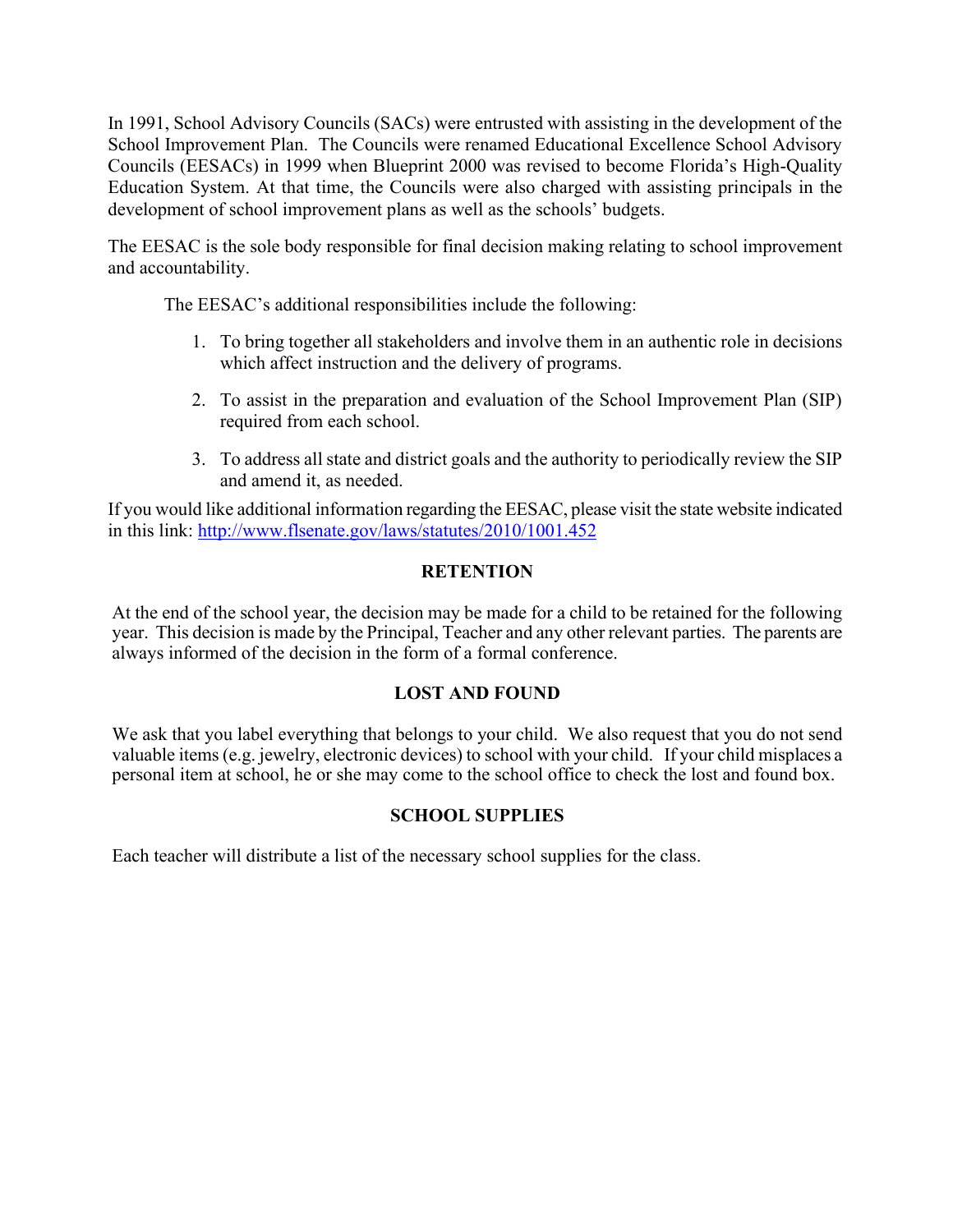In 1991, School Advisory Councils (SACs) were entrusted with assisting in the development of the School Improvement Plan. The Councils were renamed Educational Excellence School Advisory Councils (EESACs) in 1999 when Blueprint 2000 was revised to become Florida's High-Quality Education System. At that time, the Councils were also charged with assisting principals in the development of school improvement plans as well as the schools' budgets.

The EESAC is the sole body responsible for final decision making relating to school improvement and accountability.

The EESAC's additional responsibilities include the following:

1. To bring together all stakeholders and involve them in an authentic role in decisions which affect instruction and the delivery of programs.
2. To assist in the preparation and evaluation of the School Improvement Plan (SIP) required from each school.
3. To address all state and district goals and the authority to periodically review the SIP and amend it, as needed.

If you would like additional information regarding the EESAC, please visit the state website indicated in this link: [http://www.flsenate.gov/laws/statutes/2010/1001.452](http://www.flsenate.gov/laws/statutes/2010/1001.452)

## RETENTION

At the end of the school year, the decision may be made for a child to be retained for the following year. This decision is made by the Principal, Teacher and any other relevant parties. The parents are always informed of the decision in the form of a formal conference.

## LOST AND FOUND

We ask that you label everything that belongs to your child. We also request that you do not send valuable items (e.g. jewelry, electronic devices) to school with your child. If your child misplaces a personal item at school, he or she may come to the school office to check the lost and found box.

## SCHOOL SUPPLIES

Each teacher will distribute a list of the necessary school supplies for the class.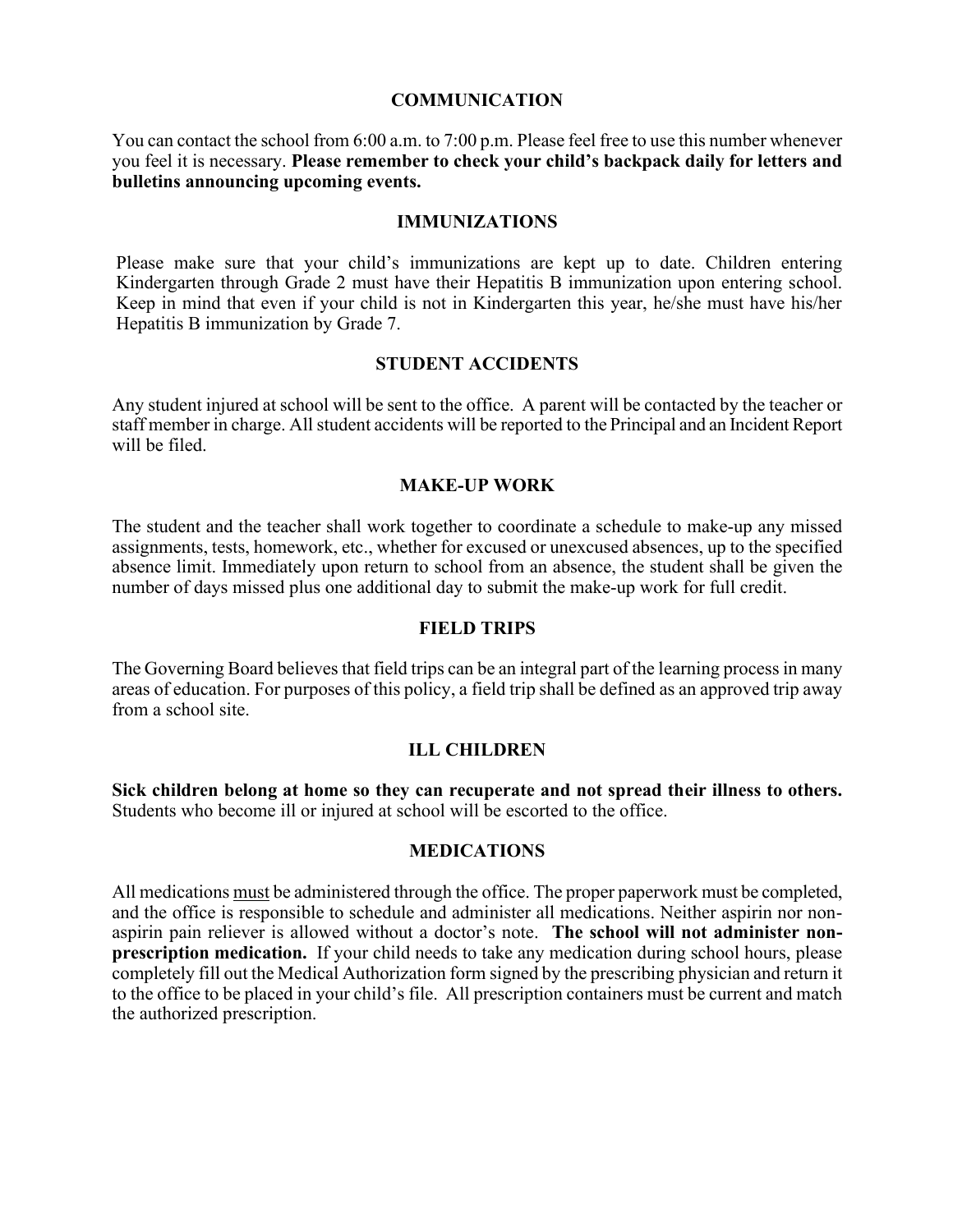## COMMUNICATION

You can contact the school from 6:00 a.m. to 7:00 p.m. Please feel free to use this number whenever you feel it is necessary. **Please remember to check your child's backpack daily for letters and bulletins announcing upcoming events.**

## IMMUNIZATIONS

Please make sure that your child's immunizations are kept up to date. Children entering Kindergarten through Grade 2 must have their Hepatitis B immunization upon entering school. Keep in mind that even if your child is not in Kindergarten this year, he/she must have his/her Hepatitis B immunization by Grade 7.

## STUDENT ACCIDENTS

Any student injured at school will be sent to the office. A parent will be contacted by the teacher or staff member in charge. All student accidents will be reported to the Principal and an Incident Report will be filed.

## MAKE-UP WORK

The student and the teacher shall work together to coordinate a schedule to make-up any missed assignments, tests, homework, etc., whether for excused or unexcused absences, up to the specified absence limit. Immediately upon return to school from an absence, the student shall be given the number of days missed plus one additional day to submit the make-up work for full credit.

## FIELD TRIPS

The Governing Board believes that field trips can be an integral part of the learning process in many areas of education. For purposes of this policy, a field trip shall be defined as an approved trip away from a school site.

## ILL CHILDREN

**Sick children belong at home so they can recuperate and not spread their illness to others.** Students who become ill or injured at school will be escorted to the office.

## MEDICATIONS

All medications <u>must</u> be administered through the office. The proper paperwork must be completed, and the office is responsible to schedule and administer all medications. Neither aspirin nor non-aspirin pain reliever is allowed without a doctor's note. **The school will not administer non-prescription medication.** If your child needs to take any medication during school hours, please completely fill out the Medical Authorization form signed by the prescribing physician and return it to the office to be placed in your child's file. All prescription containers must be current and match the authorized prescription.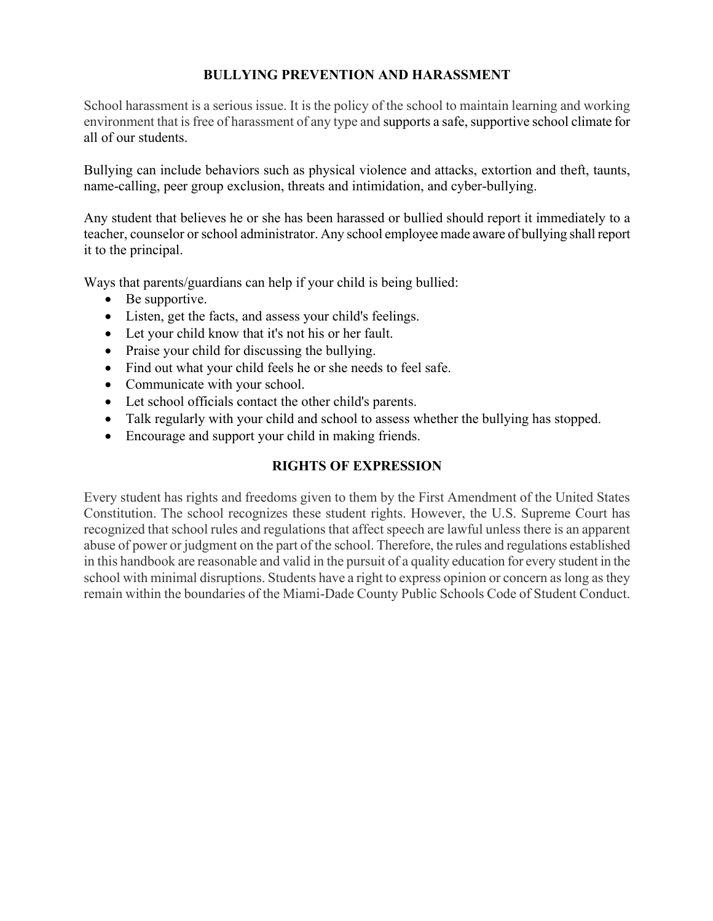## BULLYING PREVENTION AND HARASSMENT

School harassment is a serious issue. It is the policy of the school to maintain learning and working environment that is free of harassment of any type and supports a safe, supportive school climate for all of our students.

Bullying can include behaviors such as physical violence and attacks, extortion and theft, taunts, name-calling, peer group exclusion, threats and intimidation, and cyber-bullying.

Any student that believes he or she has been harassed or bullied should report it immediately to a teacher, counselor or school administrator. Any school employee made aware of bullying shall report it to the principal.

Ways that parents/guardians can help if your child is being bullied:

- Be supportive.
- Listen, get the facts, and assess your child's feelings.
- Let your child know that it's not his or her fault.
- Praise your child for discussing the bullying.
- Find out what your child feels he or she needs to feel safe.
- Communicate with your school.
- Let school officials contact the other child's parents.
- Talk regularly with your child and school to assess whether the bullying has stopped.
- Encourage and support your child in making friends.

## RIGHTS OF EXPRESSION

Every student has rights and freedoms given to them by the First Amendment of the United States Constitution. The school recognizes these student rights. However, the U.S. Supreme Court has recognized that school rules and regulations that affect speech are lawful unless there is an apparent abuse of power or judgment on the part of the school. Therefore, the rules and regulations established in this handbook are reasonable and valid in the pursuit of a quality education for every student in the school with minimal disruptions. Students have a right to express opinion or concern as long as they remain within the boundaries of the Miami-Dade County Public Schools Code of Student Conduct.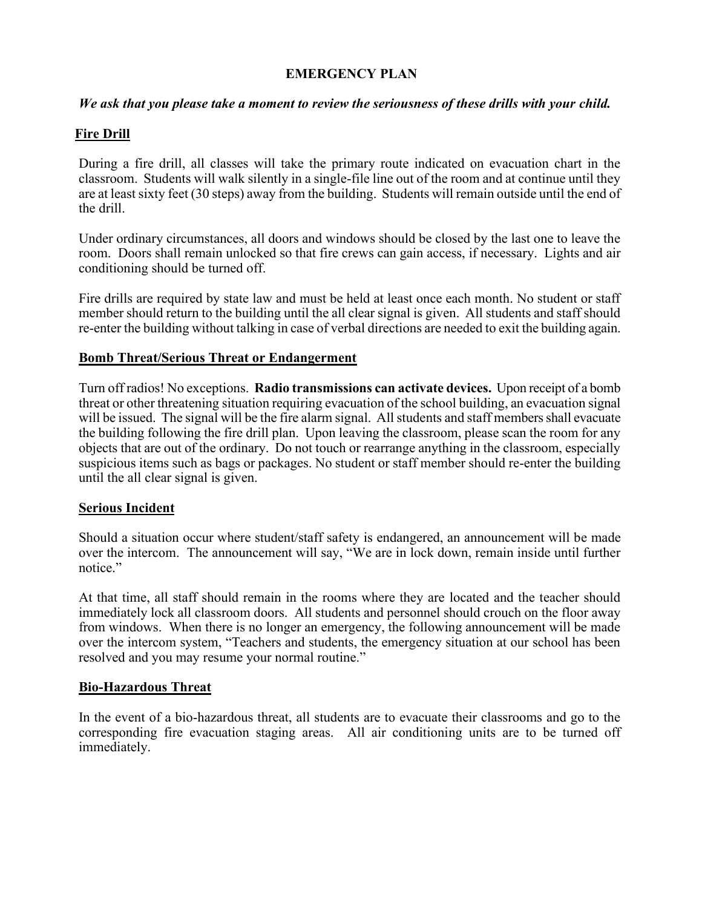# EMERGENCY PLAN

***We ask that you please take a moment to review the seriousness of these drills with your child.***

## Fire Drill

During a fire drill, all classes will take the primary route indicated on evacuation chart in the classroom. Students will walk silently in a single-file line out of the room and at continue until they are at least sixty feet (30 steps) away from the building. Students will remain outside until the end of the drill.

Under ordinary circumstances, all doors and windows should be closed by the last one to leave the room. Doors shall remain unlocked so that fire crews can gain access, if necessary. Lights and air conditioning should be turned off.

Fire drills are required by state law and must be held at least once each month. No student or staff member should return to the building until the all clear signal is given. All students and staff should re-enter the building without talking in case of verbal directions are needed to exit the building again.

## Bomb Threat/Serious Threat or Endangerment

Turn off radios! No exceptions. **Radio transmissions can activate devices.** Upon receipt of a bomb threat or other threatening situation requiring evacuation of the school building, an evacuation signal will be issued. The signal will be the fire alarm signal. All students and staff members shall evacuate the building following the fire drill plan. Upon leaving the classroom, please scan the room for any objects that are out of the ordinary. Do not touch or rearrange anything in the classroom, especially suspicious items such as bags or packages. No student or staff member should re-enter the building until the all clear signal is given.

## Serious Incident

Should a situation occur where student/staff safety is endangered, an announcement will be made over the intercom. The announcement will say, "We are in lock down, remain inside until further notice."

At that time, all staff should remain in the rooms where they are located and the teacher should immediately lock all classroom doors. All students and personnel should crouch on the floor away from windows. When there is no longer an emergency, the following announcement will be made over the intercom system, "Teachers and students, the emergency situation at our school has been resolved and you may resume your normal routine."

## Bio-Hazardous Threat

In the event of a bio-hazardous threat, all students are to evacuate their classrooms and go to the corresponding fire evacuation staging areas. All air conditioning units are to be turned off immediately.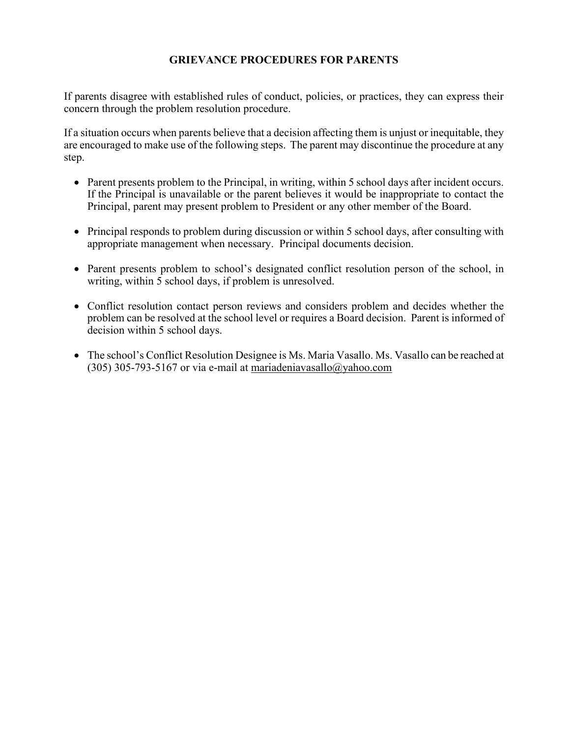# GRIEVANCE PROCEDURES FOR PARENTS

If parents disagree with established rules of conduct, policies, or practices, they can express their concern through the problem resolution procedure.

If a situation occurs when parents believe that a decision affecting them is unjust or inequitable, they are encouraged to make use of the following steps. The parent may discontinue the procedure at any step.

- Parent presents problem to the Principal, in writing, within 5 school days after incident occurs. If the Principal is unavailable or the parent believes it would be inappropriate to contact the Principal, parent may present problem to President or any other member of the Board.

- Principal responds to problem during discussion or within 5 school days, after consulting with appropriate management when necessary. Principal documents decision.

- Parent presents problem to school's designated conflict resolution person of the school, in writing, within 5 school days, if problem is unresolved.

- Conflict resolution contact person reviews and considers problem and decides whether the problem can be resolved at the school level or requires a Board decision. Parent is informed of decision within 5 school days.

- The school's Conflict Resolution Designee is Ms. Maria Vasallo. Ms. Vasallo can be reached at (305) 305-793-5167 or via e-mail at mariadeniavasallo@yahoo.com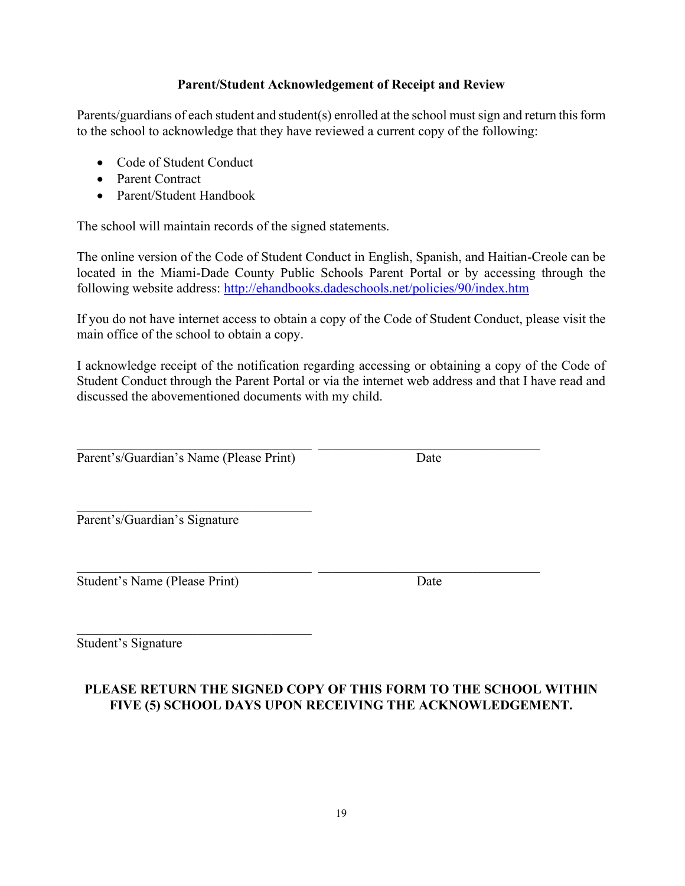**Parent/Student Acknowledgement of Receipt and Review**

Parents/guardians of each student and student(s) enrolled at the school must sign and return this form to the school to acknowledge that they have reviewed a current copy of the following:

- Code of Student Conduct
- Parent Contract
- Parent/Student Handbook

The school will maintain records of the signed statements.

The online version of the Code of Student Conduct in English, Spanish, and Haitian-Creole can be located in the Miami-Dade County Public Schools Parent Portal or by accessing through the following website address: http://ehandbooks.dadeschools.net/policies/90/index.htm

If you do not have internet access to obtain a copy of the Code of Student Conduct, please visit the main office of the school to obtain a copy.

I acknowledge receipt of the notification regarding accessing or obtaining a copy of the Code of Student Conduct through the Parent Portal or via the internet web address and that I have read and discussed the abovementioned documents with my child.

\_\_\_\_\_\_\_\_\_\_\_\_\_\_\_\_\_\_\_\_\_\_\_\_\_\_\_\_\_\_\_\_ \_\_\_\_\_\_\_\_\_\_\_\_\_\_\_\_\_\_\_\_\_\_\_\_\_\_\_\_\_\_
Parent's/Guardian's Name (Please Print) Date

\_\_\_\_\_\_\_\_\_\_\_\_\_\_\_\_\_\_\_\_\_\_\_\_\_\_\_\_\_\_\_\_
Parent's/Guardian's Signature

\_\_\_\_\_\_\_\_\_\_\_\_\_\_\_\_\_\_\_\_\_\_\_\_\_\_\_\_\_\_\_\_ \_\_\_\_\_\_\_\_\_\_\_\_\_\_\_\_\_\_\_\_\_\_\_\_\_\_\_\_\_\_
Student's Name (Please Print) Date

\_\_\_\_\_\_\_\_\_\_\_\_\_\_\_\_\_\_\_\_\_\_\_\_\_\_\_\_\_\_\_\_
Student's Signature

**PLEASE RETURN THE SIGNED COPY OF THIS FORM TO THE SCHOOL WITHIN FIVE (5) SCHOOL DAYS UPON RECEIVING THE ACKNOWLEDGEMENT.**